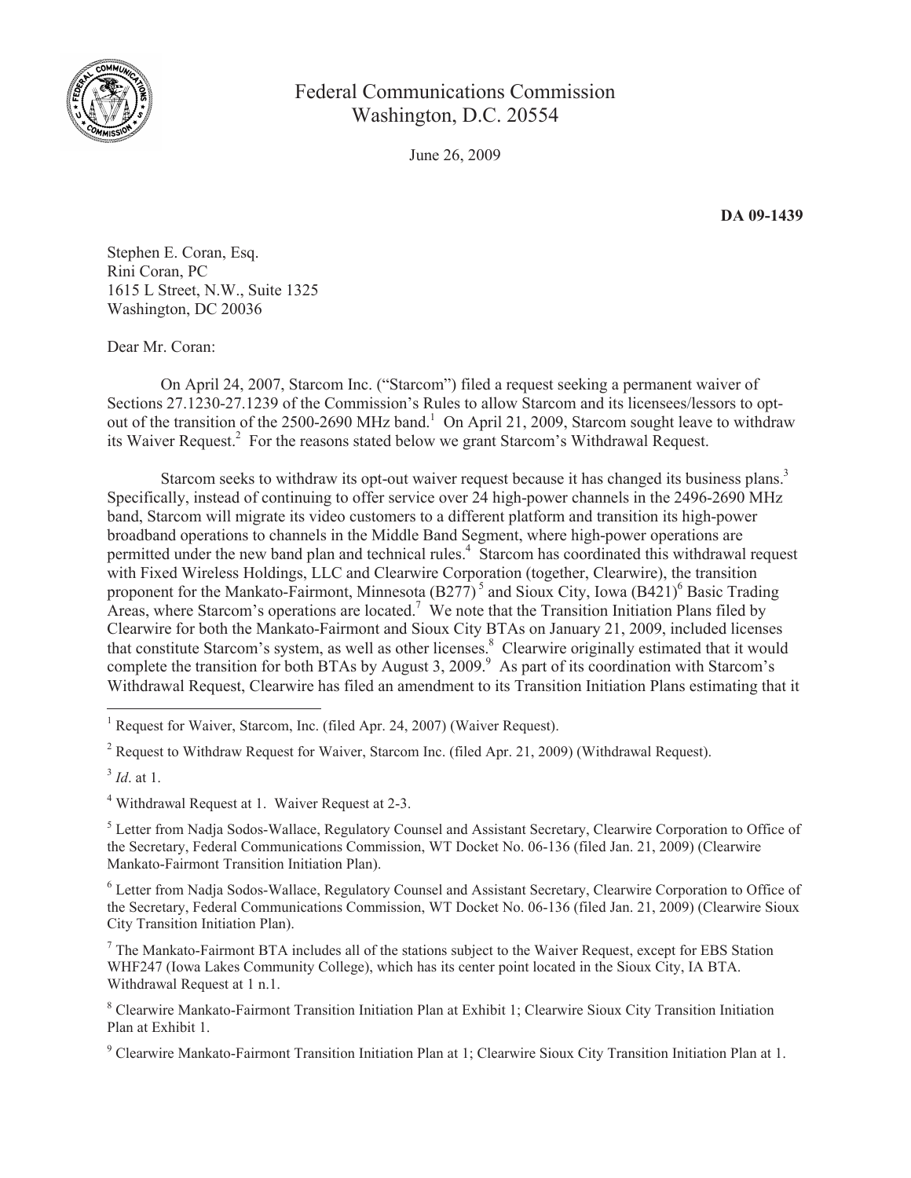Federal Communications Commission
Washington, D.C. 20554

June 26, 2009

**DA 09-1439**

Stephen E. Coran, Esq.
Rini Coran, PC
1615 L Street, N.W., Suite 1325
Washington, DC 20036

Dear Mr. Coran:

On April 24, 2007, Starcom Inc. ("Starcom") filed a request seeking a permanent waiver of Sections 27.1230-27.1239 of the Commission's Rules to allow Starcom and its licensees/lessors to opt-out of the transition of the 2500-2690 MHz band.[1] On April 21, 2009, Starcom sought leave to withdraw its Waiver Request.[2] For the reasons stated below we grant Starcom's Withdrawal Request.

Starcom seeks to withdraw its opt-out waiver request because it has changed its business plans.[3] Specifically, instead of continuing to offer service over 24 high-power channels in the 2496-2690 MHz band, Starcom will migrate its video customers to a different platform and transition its high-power broadband operations to channels in the Middle Band Segment, where high-power operations are permitted under the new band plan and technical rules.[4] Starcom has coordinated this withdrawal request with Fixed Wireless Holdings, LLC and Clearwire Corporation (together, Clearwire), the transition proponent for the Mankato-Fairmont, Minnesota (B277)[5] and Sioux City, Iowa (B421)[6] Basic Trading Areas, where Starcom's operations are located.[7] We note that the Transition Initiation Plans filed by Clearwire for both the Mankato-Fairmont and Sioux City BTAs on January 21, 2009, included licenses that constitute Starcom's system, as well as other licenses.[8] Clearwire originally estimated that it would complete the transition for both BTAs by August 3, 2009.[9] As part of its coordination with Starcom's Withdrawal Request, Clearwire has filed an amendment to its Transition Initiation Plans estimating that it

---

[1] Request for Waiver, Starcom, Inc. (filed Apr. 24, 2007) (Waiver Request).

[2] Request to Withdraw Request for Waiver, Starcom Inc. (filed Apr. 21, 2009) (Withdrawal Request).

[3] *Id*. at 1.

[4] Withdrawal Request at 1. Waiver Request at 2-3.

[5] Letter from Nadja Sodos-Wallace, Regulatory Counsel and Assistant Secretary, Clearwire Corporation to Office of the Secretary, Federal Communications Commission, WT Docket No. 06-136 (filed Jan. 21, 2009) (Clearwire Mankato-Fairmont Transition Initiation Plan).

[6] Letter from Nadja Sodos-Wallace, Regulatory Counsel and Assistant Secretary, Clearwire Corporation to Office of the Secretary, Federal Communications Commission, WT Docket No. 06-136 (filed Jan. 21, 2009) (Clearwire Sioux City Transition Initiation Plan).

[7] The Mankato-Fairmont BTA includes all of the stations subject to the Waiver Request, except for EBS Station WHF247 (Iowa Lakes Community College), which has its center point located in the Sioux City, IA BTA. Withdrawal Request at 1 n.1.

[8] Clearwire Mankato-Fairmont Transition Initiation Plan at Exhibit 1; Clearwire Sioux City Transition Initiation Plan at Exhibit 1.

[9] Clearwire Mankato-Fairmont Transition Initiation Plan at 1; Clearwire Sioux City Transition Initiation Plan at 1.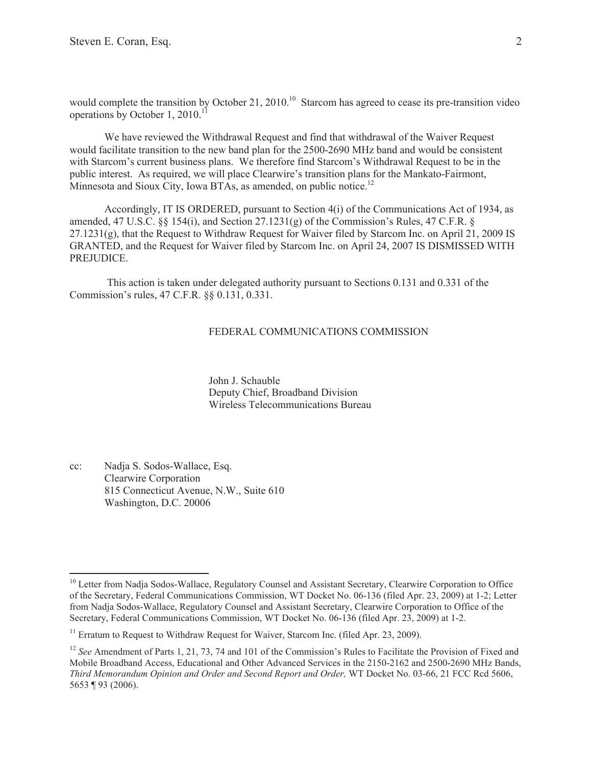would complete the transition by October 21, 2010.[10] Starcom has agreed to cease its pre-transition video operations by October 1, 2010.[11]

We have reviewed the Withdrawal Request and find that withdrawal of the Waiver Request would facilitate transition to the new band plan for the 2500-2690 MHz band and would be consistent with Starcom's current business plans. We therefore find Starcom's Withdrawal Request to be in the public interest. As required, we will place Clearwire's transition plans for the Mankato-Fairmont, Minnesota and Sioux City, Iowa BTAs, as amended, on public notice.[12]

Accordingly, IT IS ORDERED, pursuant to Section 4(i) of the Communications Act of 1934, as amended, 47 U.S.C. §§ 154(i), and Section 27.1231(g) of the Commission's Rules, 47 C.F.R. § 27.1231(g), that the Request to Withdraw Request for Waiver filed by Starcom Inc. on April 21, 2009 IS GRANTED, and the Request for Waiver filed by Starcom Inc. on April 24, 2007 IS DISMISSED WITH PREJUDICE.

This action is taken under delegated authority pursuant to Sections 0.131 and 0.331 of the Commission's rules, 47 C.F.R. §§ 0.131, 0.331.

FEDERAL COMMUNICATIONS COMMISSION

John J. Schauble
Deputy Chief, Broadband Division
Wireless Telecommunications Bureau

cc: Nadja S. Sodos-Wallace, Esq.
Clearwire Corporation
815 Connecticut Avenue, N.W., Suite 610
Washington, D.C. 20006

---

[10] Letter from Nadja Sodos-Wallace, Regulatory Counsel and Assistant Secretary, Clearwire Corporation to Office of the Secretary, Federal Communications Commission, WT Docket No. 06-136 (filed Apr. 23, 2009) at 1-2; Letter from Nadja Sodos-Wallace, Regulatory Counsel and Assistant Secretary, Clearwire Corporation to Office of the Secretary, Federal Communications Commission, WT Docket No. 06-136 (filed Apr. 23, 2009) at 1-2.

[11] Erratum to Request to Withdraw Request for Waiver, Starcom Inc. (filed Apr. 23, 2009).

[12] *See* Amendment of Parts 1, 21, 73, 74 and 101 of the Commission's Rules to Facilitate the Provision of Fixed and Mobile Broadband Access, Educational and Other Advanced Services in the 2150-2162 and 2500-2690 MHz Bands, *Third Memorandum Opinion and Order and Second Report and Order,* WT Docket No. 03-66, 21 FCC Rcd 5606, 5653 ¶ 93 (2006).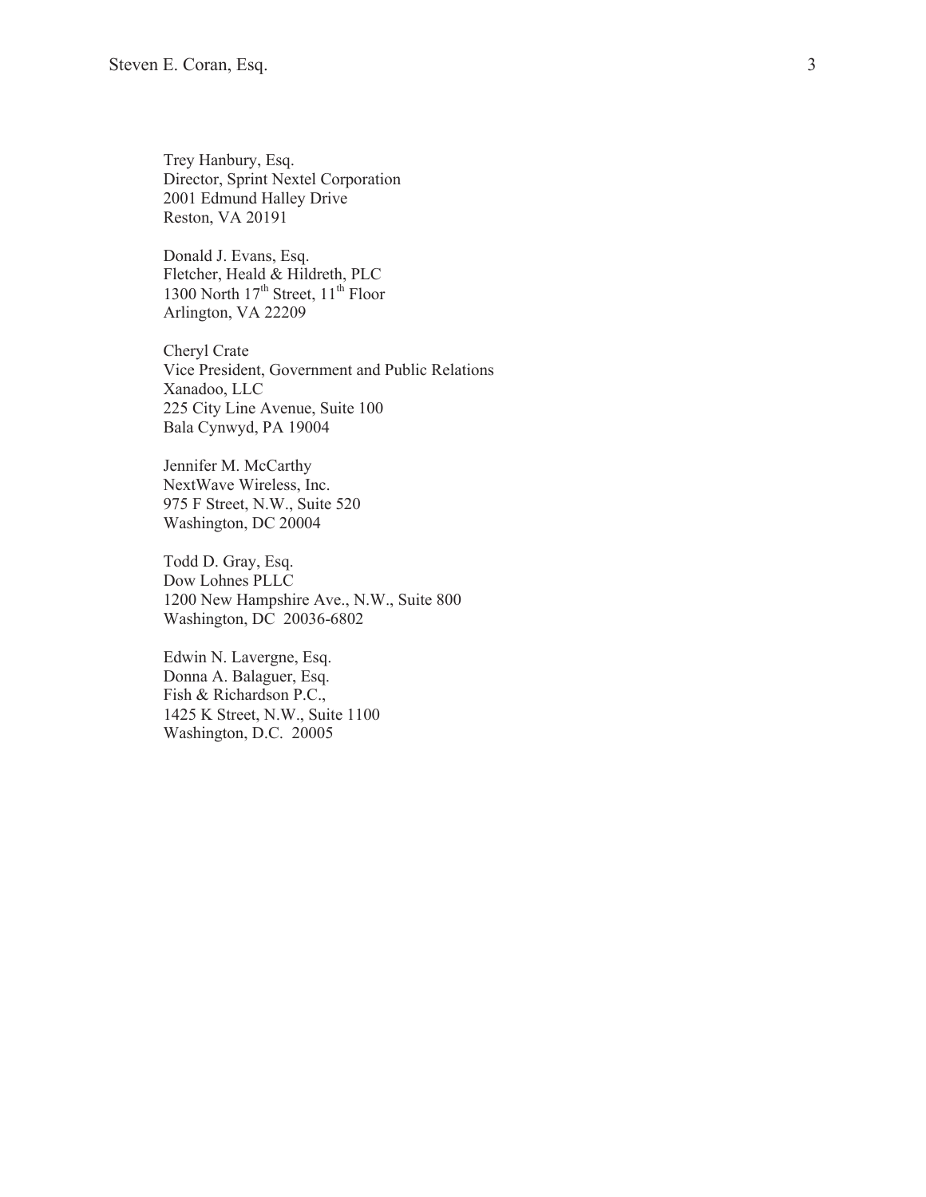Trey Hanbury, Esq.
Director, Sprint Nextel Corporation
2001 Edmund Halley Drive
Reston, VA 20191

Donald J. Evans, Esq.
Fletcher, Heald & Hildreth, PLC
1300 North 17th Street, 11th Floor
Arlington, VA 22209

Cheryl Crate
Vice President, Government and Public Relations
Xanadoo, LLC
225 City Line Avenue, Suite 100
Bala Cynwyd, PA 19004

Jennifer M. McCarthy
NextWave Wireless, Inc.
975 F Street, N.W., Suite 520
Washington, DC 20004

Todd D. Gray, Esq.
Dow Lohnes PLLC
1200 New Hampshire Ave., N.W., Suite 800
Washington, DC 20036-6802

Edwin N. Lavergne, Esq.
Donna A. Balaguer, Esq.
Fish & Richardson P.C.,
1425 K Street, N.W., Suite 1100
Washington, D.C. 20005